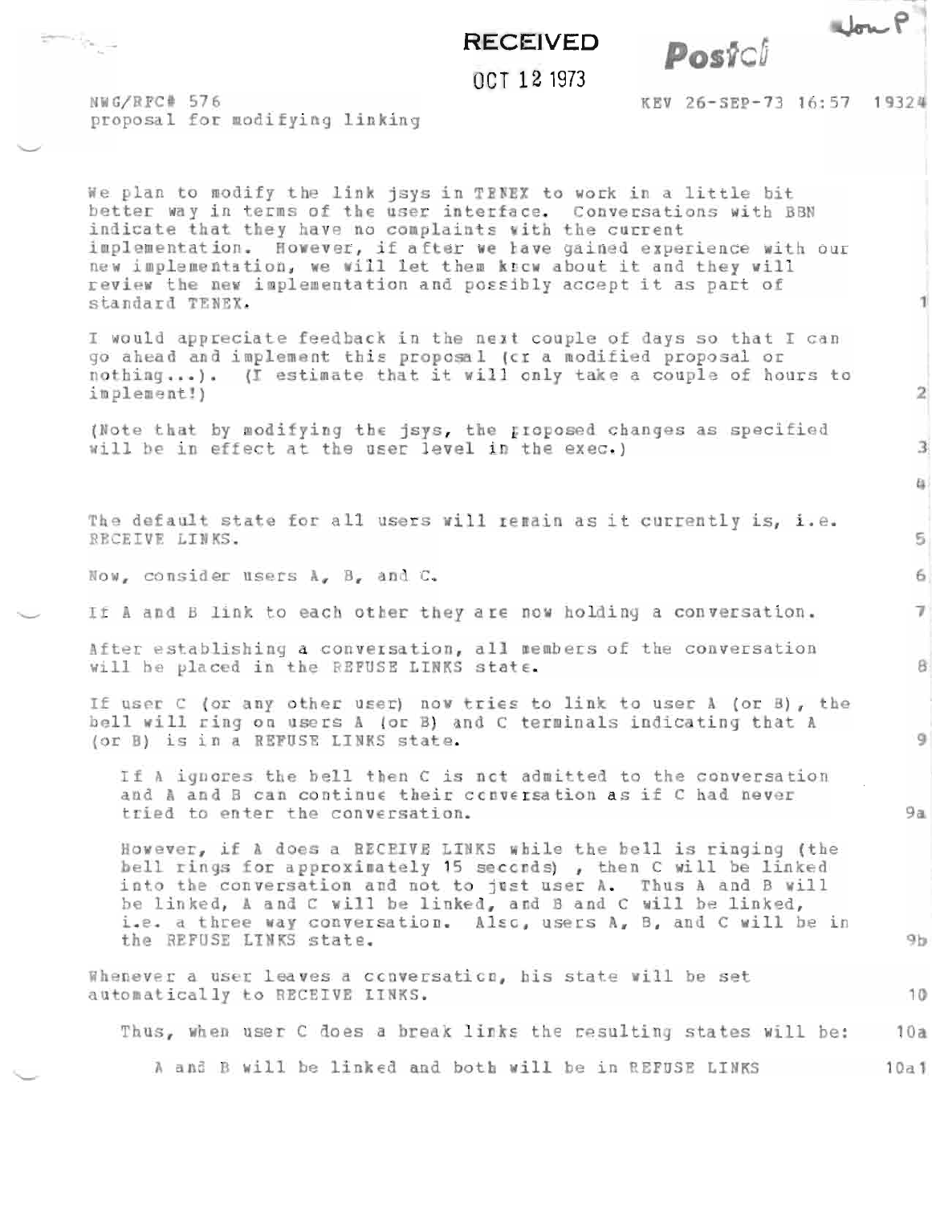RECEIVED

OCT 12 1973

Jon P

Postel

NWG/RFC# 576
proposal for modifying linking

KEV 26-SEP-73 16:57 19324

We plan to modify the link jsys in TENEX to work in a little bit better way in terms of the user interface. Conversations with BBN indicate that they have no complaints with the current implementation. However, if after we have gained experience with our new implementation, we will let them know about it and they will review the new implementation and possibly accept it as part of standard TENEX. 1

I would appreciate feedback in the next couple of days so that I can go ahead and implement this proposal (or a modified proposal or nothing...). (I estimate that it will only take a couple of hours to implement!) 2

(Note that by modifying the jsys, the proposed changes as specified will be in effect at the user level in the exec.) 3

4

The default state for all users will remain as it currently is, i.e. RECEIVE LINKS. 5

Now, consider users A, B, and C. 6

If A and B link to each other they are now holding a conversation. 7

After establishing a conversation, all members of the conversation will be placed in the REFUSE LINKS state. 8

If user C (or any other user) now tries to link to user A (or B), the bell will ring on users A (or B) and C terminals indicating that A (or B) is in a REFUSE LINKS state. 9

> If A ignores the bell then C is not admitted to the conversation and A and B can continue their conversation as if C had never tried to enter the conversation. 9a
>
> However, if A does a RECEIVE LINKS while the bell is ringing (the bell rings for approximately 15 seconds) , then C will be linked into the conversation and not to just user A. Thus A and B will be linked, A and C will be linked, and B and C will be linked, i.e. a three way conversation. Also, users A, B, and C will be in the REFUSE LINKS state. 9b

Whenever a user leaves a conversation, his state will be set automatically to RECEIVE LINKS. 10

> Thus, when user C does a break links the resulting states will be: 10a
>
> > A and B will be linked and both will be in REFUSE LINKS 10a1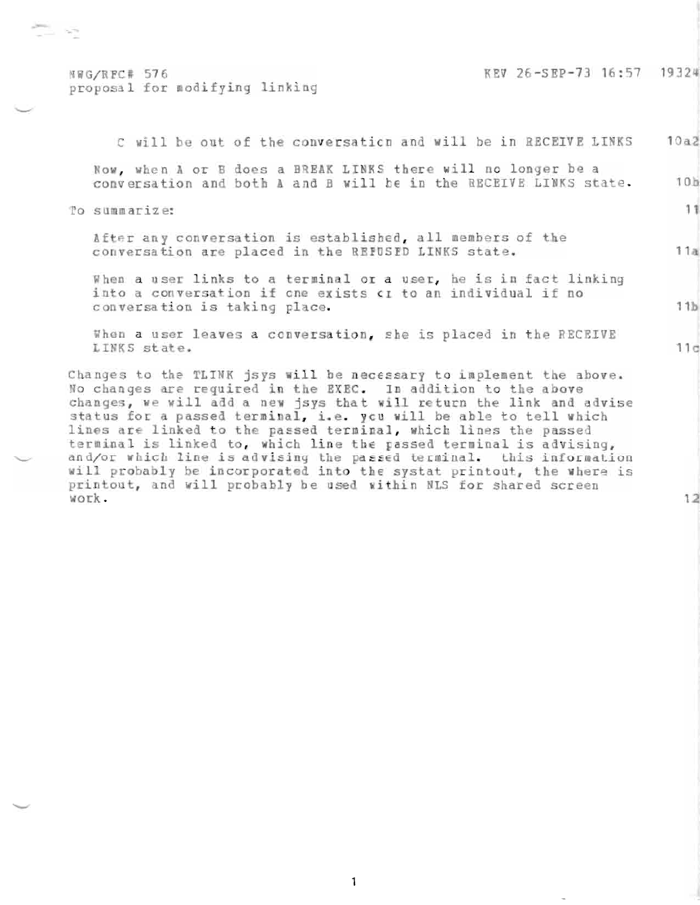C will be out of the conversation and will be in RECEIVE LINKS 10a2

Now, when A or B does a BREAK LINKS there will no longer be a conversation and both A and B will be in the RECEIVE LINKS state. 10b

To summarize: 11

After any conversation is established, all members of the conversation are placed in the REFUSED LINKS state. 11a

When a user links to a terminal or a user, he is in fact linking into a conversation if one exists or to an individual if no conversation is taking place. 11b

When a user leaves a conversation, she is placed in the RECEIVE LINKS state. 11c

Changes to the TLINK jsys will be necessary to implement the above. No changes are required in the EXEC. In addition to the above changes, we will add a new jsys that will return the link and advise status for a passed terminal, i.e. you will be able to tell which lines are linked to the passed terminal, which lines the passed terminal is linked to, which line the passed terminal is advising, and/or which line is advising the passed terminal. this information will probably be incorporated into the systat printout, the where is printout, and will probably be used within NLS for shared screen work. 12